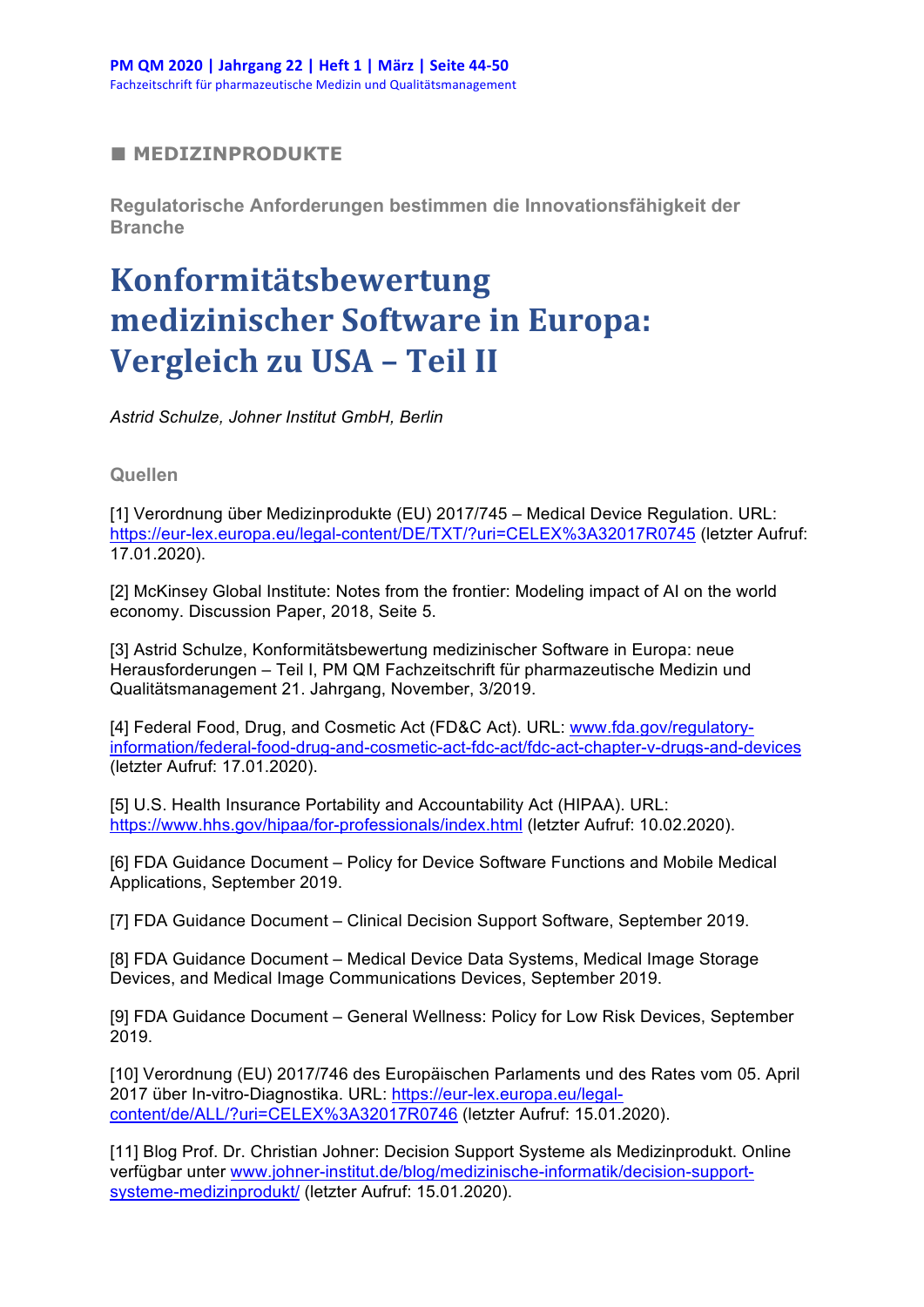■ MEDIZINPRODUKTE

Regulatorische Anforderungen bestimmen die Innovationsfähigkeit der Branche

# Konformitätsbewertung medizinischer Software in Europa: Vergleich zu USA – Teil II

*Astrid Schulze, Johner Institut GmbH, Berlin*

## Quellen

[1] Verordnung über Medizinprodukte (EU) 2017/745 – Medical Device Regulation. URL: https://eur-lex.europa.eu/legal-content/DE/TXT/?uri=CELEX%3A32017R0745 (letzter Aufruf: 17.01.2020).

[2] McKinsey Global Institute: Notes from the frontier: Modeling impact of AI on the world economy. Discussion Paper, 2018, Seite 5.

[3] Astrid Schulze, Konformitätsbewertung medizinischer Software in Europa: neue Herausforderungen – Teil I, PM QM Fachzeitschrift für pharmazeutische Medizin und Qualitätsmanagement 21. Jahrgang, November, 3/2019.

[4] Federal Food, Drug, and Cosmetic Act (FD&C Act). URL: www.fda.gov/regulatory-information/federal-food-drug-and-cosmetic-act-fdc-act/fdc-act-chapter-v-drugs-and-devices (letzter Aufruf: 17.01.2020).

[5] U.S. Health Insurance Portability and Accountability Act (HIPAA). URL: https://www.hhs.gov/hipaa/for-professionals/index.html (letzter Aufruf: 10.02.2020).

[6] FDA Guidance Document – Policy for Device Software Functions and Mobile Medical Applications, September 2019.

[7] FDA Guidance Document – Clinical Decision Support Software, September 2019.

[8] FDA Guidance Document – Medical Device Data Systems, Medical Image Storage Devices, and Medical Image Communications Devices, September 2019.

[9] FDA Guidance Document – General Wellness: Policy for Low Risk Devices, September 2019.

[10] Verordnung (EU) 2017/746 des Europäischen Parlaments und des Rates vom 05. April 2017 über In-vitro-Diagnostika. URL: https://eur-lex.europa.eu/legal-content/de/ALL/?uri=CELEX%3A32017R0746 (letzter Aufruf: 15.01.2020).

[11] Blog Prof. Dr. Christian Johner: Decision Support Systeme als Medizinprodukt. Online verfügbar unter www.johner-institut.de/blog/medizinische-informatik/decision-support-systeme-medizinprodukt/ (letzter Aufruf: 15.01.2020).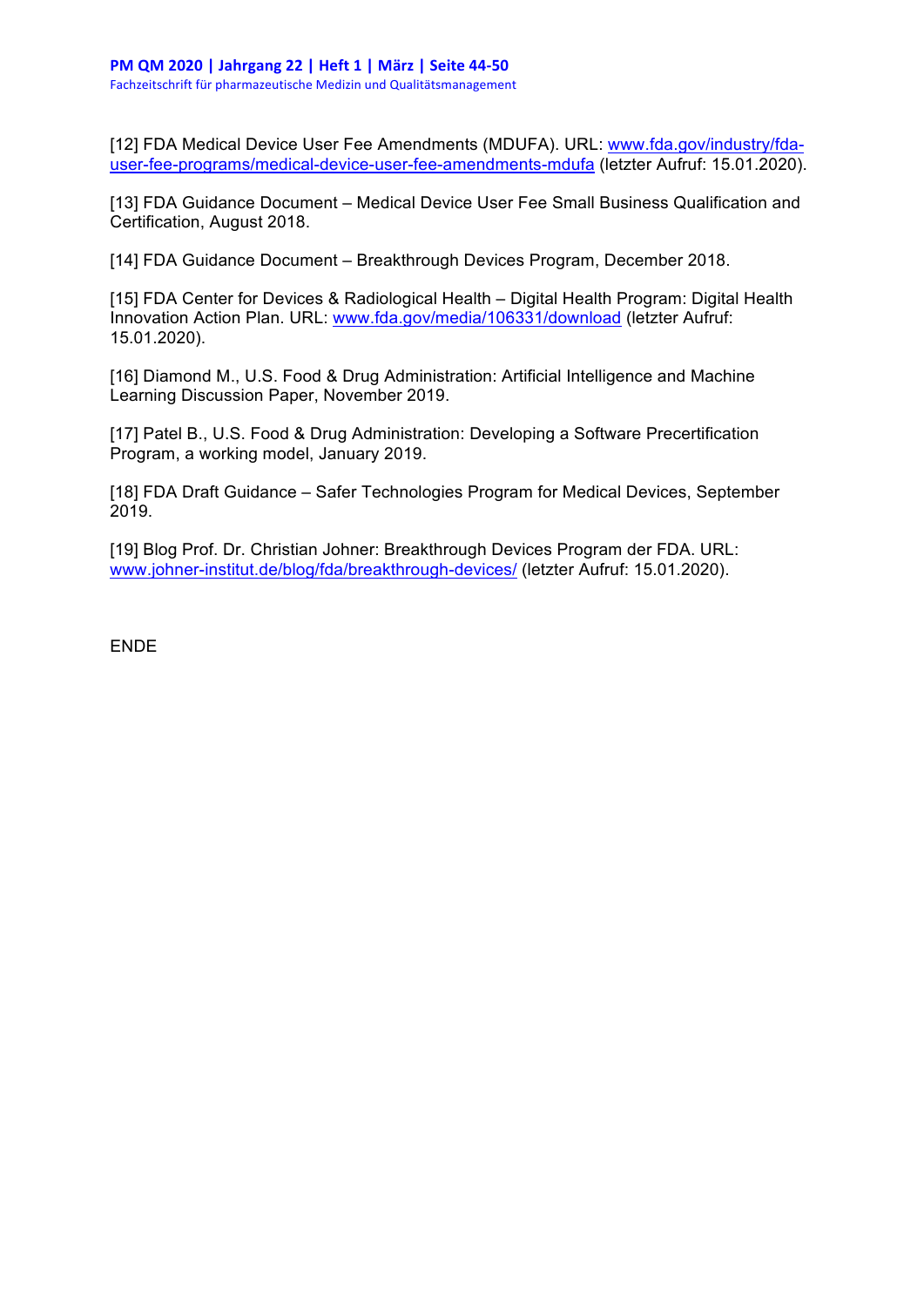[12] FDA Medical Device User Fee Amendments (MDUFA). URL: www.fda.gov/industry/fda-user-fee-programs/medical-device-user-fee-amendments-mdufa (letzter Aufruf: 15.01.2020).

[13] FDA Guidance Document – Medical Device User Fee Small Business Qualification and Certification, August 2018.

[14] FDA Guidance Document – Breakthrough Devices Program, December 2018.

[15] FDA Center for Devices & Radiological Health – Digital Health Program: Digital Health Innovation Action Plan. URL: www.fda.gov/media/106331/download (letzter Aufruf: 15.01.2020).

[16] Diamond M., U.S. Food & Drug Administration: Artificial Intelligence and Machine Learning Discussion Paper, November 2019.

[17] Patel B., U.S. Food & Drug Administration: Developing a Software Precertification Program, a working model, January 2019.

[18] FDA Draft Guidance – Safer Technologies Program for Medical Devices, September 2019.

[19] Blog Prof. Dr. Christian Johner: Breakthrough Devices Program der FDA. URL: www.johner-institut.de/blog/fda/breakthrough-devices/ (letzter Aufruf: 15.01.2020).

ENDE